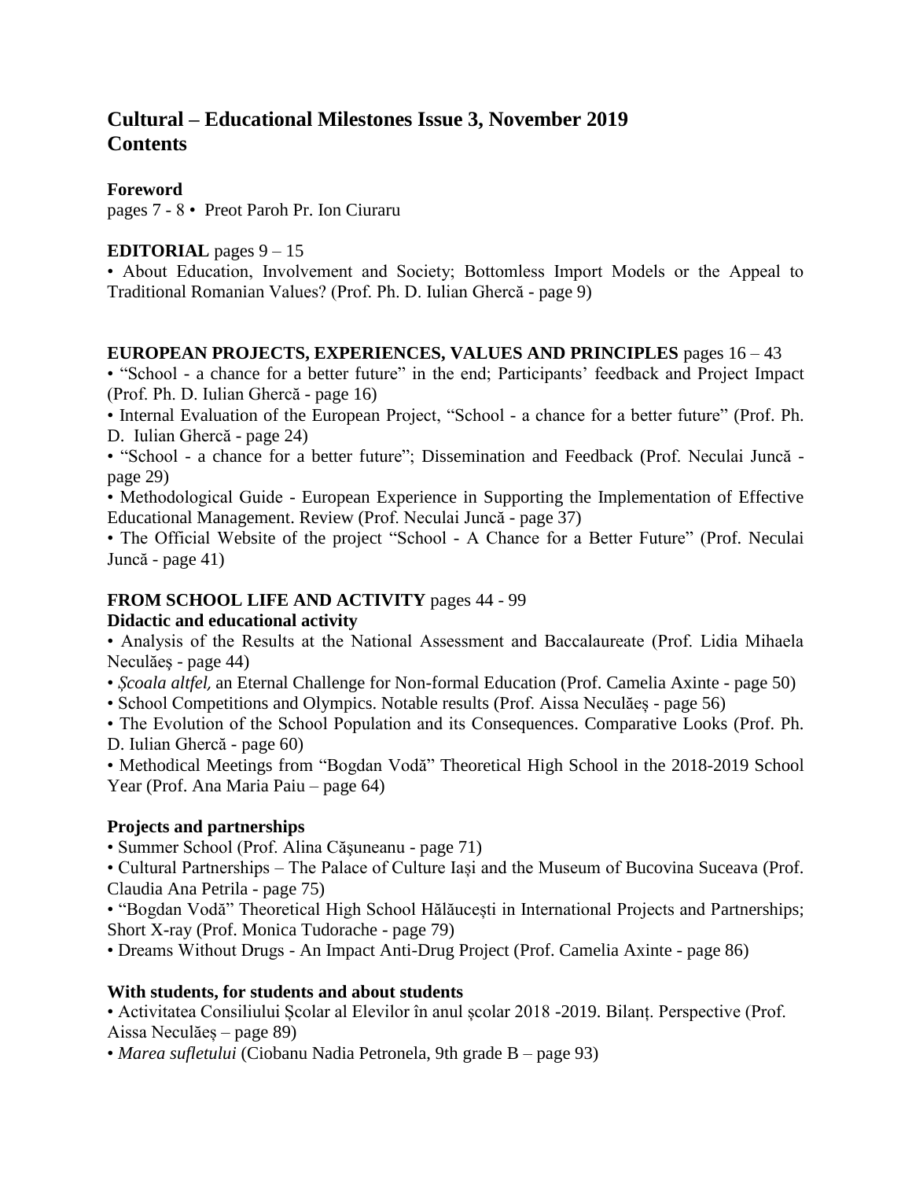# Cultural – Educational Milestones Issue 3, November 2019
# Contents

**Foreword**
pages 7 - 8 • Preot Paroh Pr. Ion Ciuraru

**EDITORIAL** pages 9 – 15
• About Education, Involvement and Society; Bottomless Import Models or the Appeal to Traditional Romanian Values? (Prof. Ph. D. Iulian Ghercă - page 9)

**EUROPEAN PROJECTS, EXPERIENCES, VALUES AND PRINCIPLES** pages 16 – 43
• "School - a chance for a better future" in the end; Participants' feedback and Project Impact (Prof. Ph. D. Iulian Ghercă - page 16)
• Internal Evaluation of the European Project, "School - a chance for a better future" (Prof. Ph. D. Iulian Ghercă - page 24)
• "School - a chance for a better future"; Dissemination and Feedback (Prof. Neculai Juncă - page 29)
• Methodological Guide - European Experience in Supporting the Implementation of Effective Educational Management. Review (Prof. Neculai Juncă - page 37)
• The Official Website of the project "School - A Chance for a Better Future" (Prof. Neculai Juncă - page 41)

**FROM SCHOOL LIFE AND ACTIVITY** pages 44 - 99
**Didactic and educational activity**
• Analysis of the Results at the National Assessment and Baccalaureate (Prof. Lidia Mihaela Neculăeş - page 44)
• *Şcoala altfel,* an Eternal Challenge for Non-formal Education (Prof. Camelia Axinte - page 50)
• School Competitions and Olympics. Notable results (Prof. Aissa Neculăeş - page 56)
• The Evolution of the School Population and its Consequences. Comparative Looks (Prof. Ph. D. Iulian Ghercă - page 60)
• Methodical Meetings from "Bogdan Vodă" Theoretical High School in the 2018-2019 School Year (Prof. Ana Maria Paiu – page 64)

**Projects and partnerships**
• Summer School (Prof. Alina Căşuneanu - page 71)
• Cultural Partnerships – The Palace of Culture Iași and the Museum of Bucovina Suceava (Prof. Claudia Ana Petrila - page 75)
• "Bogdan Vodă" Theoretical High School Hălăucești in International Projects and Partnerships; Short X-ray (Prof. Monica Tudorache - page 79)
• Dreams Without Drugs - An Impact Anti-Drug Project (Prof. Camelia Axinte - page 86)

**With students, for students and about students**
• Activitatea Consiliului Școlar al Elevilor în anul școlar 2018 -2019. Bilanț. Perspective (Prof. Aissa Neculăeş – page 89)
• *Marea sufletului* (Ciobanu Nadia Petronela, 9th grade B – page 93)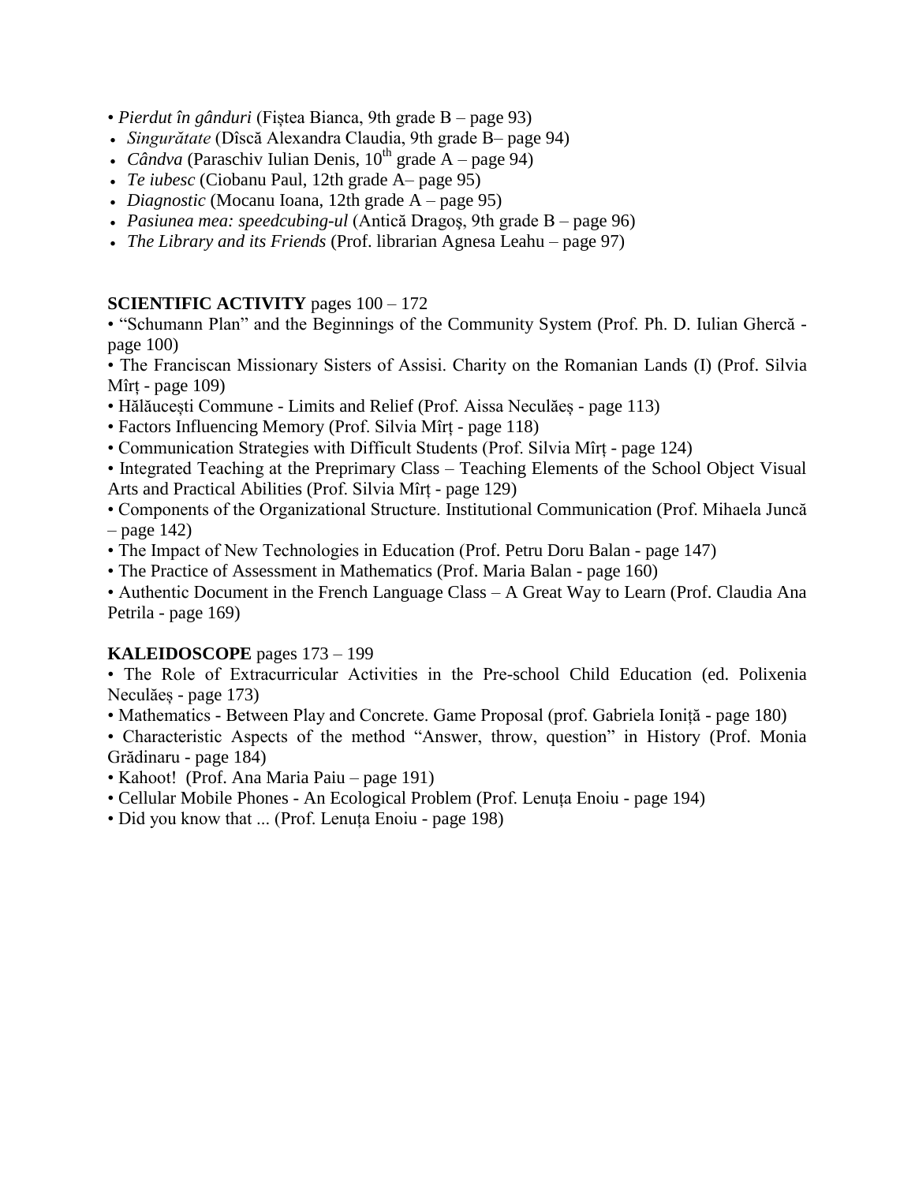- *Pierdut în gânduri* (Fiștea Bianca, 9th grade B – page 93)
- *Singurătate* (Dîscă Alexandra Claudia, 9th grade B– page 94)
- *Cândva* (Paraschiv Iulian Denis, 10th grade A – page 94)
- *Te iubesc* (Ciobanu Paul, 12th grade A– page 95)
- *Diagnostic* (Mocanu Ioana, 12th grade A – page 95)
- *Pasiunea mea: speedcubing-ul* (Antică Dragoş, 9th grade B – page 96)
- *The Library and its Friends* (Prof. librarian Agnesa Leahu – page 97)

**SCIENTIFIC ACTIVITY** pages 100 – 172

- "Schumann Plan" and the Beginnings of the Community System (Prof. Ph. D. Iulian Ghercă - page 100)
- The Franciscan Missionary Sisters of Assisi. Charity on the Romanian Lands (I) (Prof. Silvia Mîrț - page 109)
- Hălăucești Commune - Limits and Relief (Prof. Aissa Neculăeș - page 113)
- Factors Influencing Memory (Prof. Silvia Mîrț - page 118)
- Communication Strategies with Difficult Students (Prof. Silvia Mîrț - page 124)
- Integrated Teaching at the Preprimary Class – Teaching Elements of the School Object Visual Arts and Practical Abilities (Prof. Silvia Mîrț - page 129)
- Components of the Organizational Structure. Institutional Communication (Prof. Mihaela Juncă – page 142)
- The Impact of New Technologies in Education (Prof. Petru Doru Balan - page 147)
- The Practice of Assessment in Mathematics (Prof. Maria Balan - page 160)
- Authentic Document in the French Language Class – A Great Way to Learn (Prof. Claudia Ana Petrila - page 169)

**KALEIDOSCOPE** pages 173 – 199

- The Role of Extracurricular Activities in the Pre-school Child Education (ed. Polixenia Neculăeș - page 173)
- Mathematics - Between Play and Concrete. Game Proposal (prof. Gabriela Ioniță - page 180)
- Characteristic Aspects of the method "Answer, throw, question" in History (Prof. Monia Grădinaru - page 184)
- Kahoot! (Prof. Ana Maria Paiu – page 191)
- Cellular Mobile Phones - An Ecological Problem (Prof. Lenuța Enoiu - page 194)
- Did you know that ... (Prof. Lenuța Enoiu - page 198)